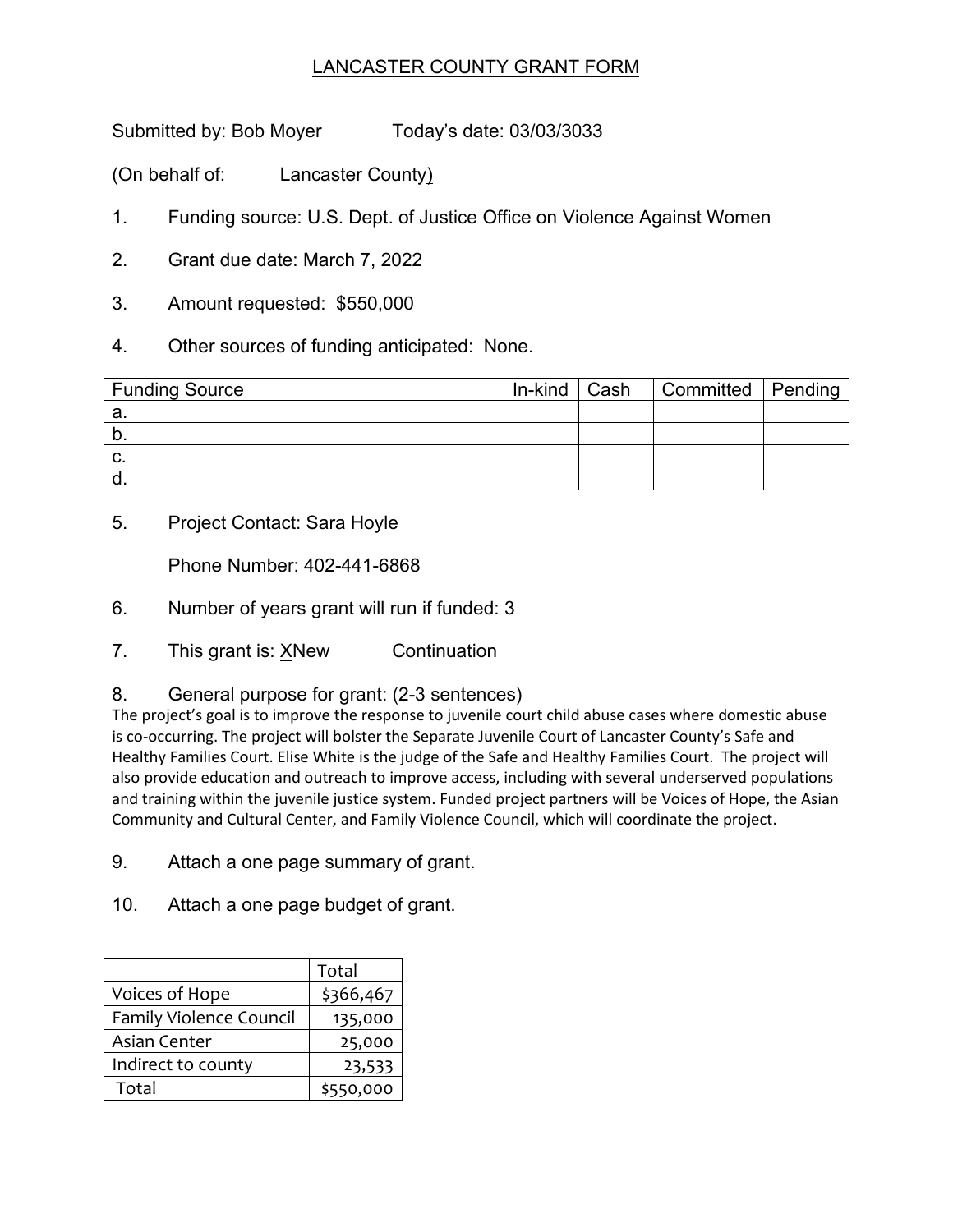# LANCASTER COUNTY GRANT FORM

Submitted by: Bob Moyer  Today's date: 03/03/3033

(On behalf of:  Lancaster County)

1. Funding source: U.S. Dept. of Justice Office on Violence Against Women
2. Grant due date: March 7, 2022
3. Amount requested: $550,000
4. Other sources of funding anticipated: None.

| Funding Source | In-kind | Cash | Committed | Pending |
|---|---|---|---|---|
| a. | | | | |
| b. | | | | |
| c. | | | | |
| d. | | | | |

5. Project Contact: Sara Hoyle

   Phone Number: 402-441-6868

6. Number of years grant will run if funded: 3
7. This grant is: XNew  Continuation
8. General purpose for grant: (2-3 sentences)

The project's goal is to improve the response to juvenile court child abuse cases where domestic abuse is co-occurring. The project will bolster the Separate Juvenile Court of Lancaster County's Safe and Healthy Families Court. Elise White is the judge of the Safe and Healthy Families Court. The project will also provide education and outreach to improve access, including with several underserved populations and training within the juvenile justice system. Funded project partners will be Voices of Hope, the Asian Community and Cultural Center, and Family Violence Council, which will coordinate the project.

9. Attach a one page summary of grant.
10. Attach a one page budget of grant.

| | Total |
|---|---|
| Voices of Hope | $366,467 |
| Family Violence Council | 135,000 |
| Asian Center | 25,000 |
| Indirect to county | 23,533 |
| Total | $550,000 |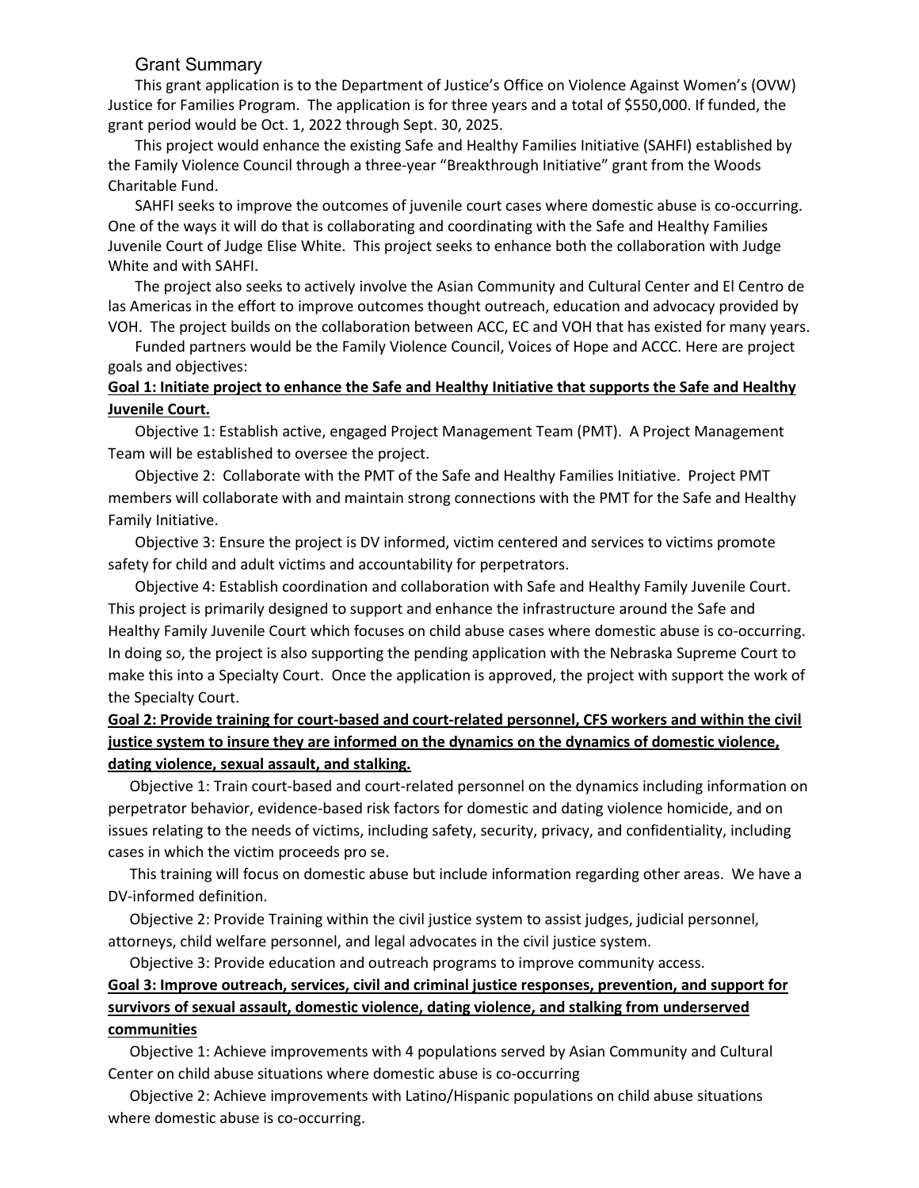## Grant Summary

This grant application is to the Department of Justice's Office on Violence Against Women's (OVW) Justice for Families Program. The application is for three years and a total of $550,000. If funded, the grant period would be Oct. 1, 2022 through Sept. 30, 2025.

This project would enhance the existing Safe and Healthy Families Initiative (SAHFI) established by the Family Violence Council through a three-year "Breakthrough Initiative" grant from the Woods Charitable Fund.

SAHFI seeks to improve the outcomes of juvenile court cases where domestic abuse is co-occurring. One of the ways it will do that is collaborating and coordinating with the Safe and Healthy Families Juvenile Court of Judge Elise White. This project seeks to enhance both the collaboration with Judge White and with SAHFI.

The project also seeks to actively involve the Asian Community and Cultural Center and El Centro de las Americas in the effort to improve outcomes thought outreach, education and advocacy provided by VOH. The project builds on the collaboration between ACC, EC and VOH that has existed for many years.

Funded partners would be the Family Violence Council, Voices of Hope and ACCC. Here are project goals and objectives:

**Goal 1: Initiate project to enhance the Safe and Healthy Initiative that supports the Safe and Healthy Juvenile Court.**

Objective 1: Establish active, engaged Project Management Team (PMT). A Project Management Team will be established to oversee the project.

Objective 2: Collaborate with the PMT of the Safe and Healthy Families Initiative. Project PMT members will collaborate with and maintain strong connections with the PMT for the Safe and Healthy Family Initiative.

Objective 3: Ensure the project is DV informed, victim centered and services to victims promote safety for child and adult victims and accountability for perpetrators.

Objective 4: Establish coordination and collaboration with Safe and Healthy Family Juvenile Court. This project is primarily designed to support and enhance the infrastructure around the Safe and Healthy Family Juvenile Court which focuses on child abuse cases where domestic abuse is co-occurring. In doing so, the project is also supporting the pending application with the Nebraska Supreme Court to make this into a Specialty Court. Once the application is approved, the project with support the work of the Specialty Court.

**Goal 2: Provide training for court-based and court-related personnel, CFS workers and within the civil justice system to insure they are informed on the dynamics on the dynamics of domestic violence, dating violence, sexual assault, and stalking.**

Objective 1: Train court-based and court-related personnel on the dynamics including information on perpetrator behavior, evidence-based risk factors for domestic and dating violence homicide, and on issues relating to the needs of victims, including safety, security, privacy, and confidentiality, including cases in which the victim proceeds pro se.

This training will focus on domestic abuse but include information regarding other areas. We have a DV-informed definition.

Objective 2: Provide Training within the civil justice system to assist judges, judicial personnel, attorneys, child welfare personnel, and legal advocates in the civil justice system.

Objective 3: Provide education and outreach programs to improve community access.

**Goal 3: Improve outreach, services, civil and criminal justice responses, prevention, and support for survivors of sexual assault, domestic violence, dating violence, and stalking from underserved communities**

Objective 1: Achieve improvements with 4 populations served by Asian Community and Cultural Center on child abuse situations where domestic abuse is co-occurring

Objective 2: Achieve improvements with Latino/Hispanic populations on child abuse situations where domestic abuse is co-occurring.